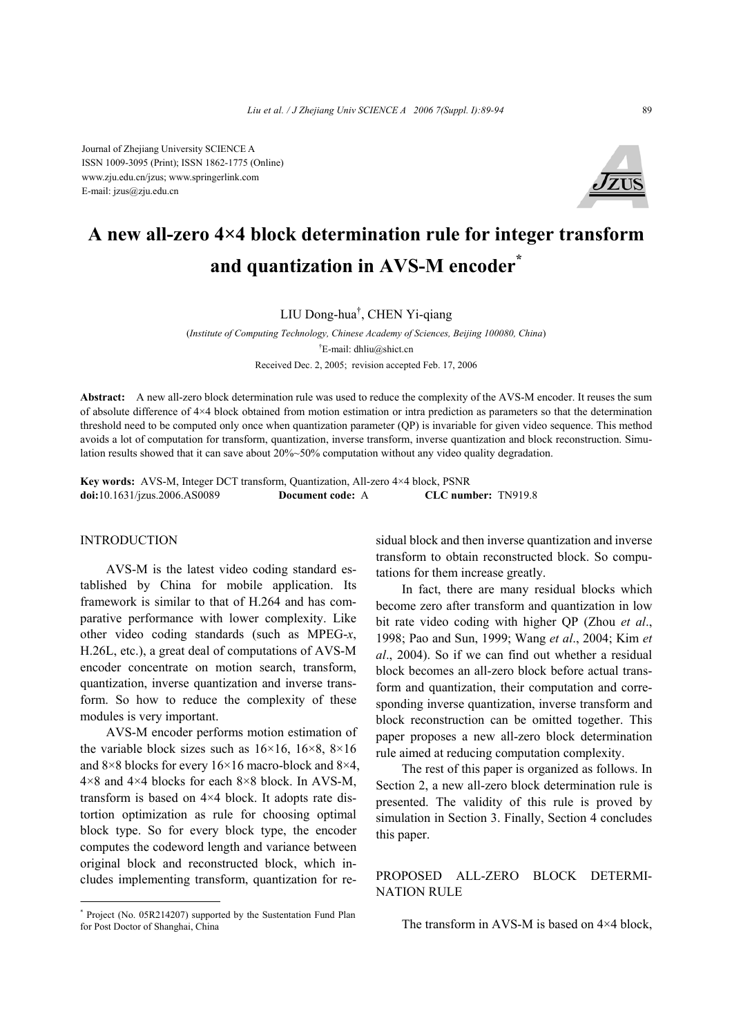Journal of Zhejiang University SCIENCE A
ISSN 1009-3095 (Print); ISSN 1862-1775 (Online)
www.zju.edu.cn/jzus; www.springerlink.com
E-mail: jzus@zju.edu.cn

# A new all-zero 4×4 block determination rule for integer transform and quantization in AVS-M encoder*

LIU Dong-hua†, CHEN Yi-qiang

(*Institute of Computing Technology, Chinese Academy of Sciences, Beijing 100080, China*)

†E-mail: dhliu@shict.cn

Received Dec. 2, 2005; revision accepted Feb. 17, 2006

**Abstract:** A new all-zero block determination rule was used to reduce the complexity of the AVS-M encoder. It reuses the sum of absolute difference of 4×4 block obtained from motion estimation or intra prediction as parameters so that the determination threshold need to be computed only once when quantization parameter (QP) is invariable for given video sequence. This method avoids a lot of computation for transform, quantization, inverse transform, inverse quantization and block reconstruction. Simulation results showed that it can save about 20%~50% computation without any video quality degradation.

**Key words:** AVS-M, Integer DCT transform, Quantization, All-zero 4×4 block, PSNR

**doi:**10.1631/jzus.2006.AS0089 **Document code:** A **CLC number:** TN919.8

## INTRODUCTION

AVS-M is the latest video coding standard established by China for mobile application. Its framework is similar to that of H.264 and has comparative performance with lower complexity. Like other video coding standards (such as MPEG-*x*, H.26L, etc.), a great deal of computations of AVS-M encoder concentrate on motion search, transform, quantization, inverse quantization and inverse transform. So how to reduce the complexity of these modules is very important.

AVS-M encoder performs motion estimation of the variable block sizes such as 16×16, 16×8, 8×16 and 8×8 blocks for every 16×16 macro-block and 8×4, 4×8 and 4×4 blocks for each 8×8 block. In AVS-M, transform is based on 4×4 block. It adopts rate distortion optimization as rule for choosing optimal block type. So for every block type, the encoder computes the codeword length and variance between original block and reconstructed block, which includes implementing transform, quantization for residual block and then inverse quantization and inverse transform to obtain reconstructed block. So computations for them increase greatly.

In fact, there are many residual blocks which become zero after transform and quantization in low bit rate video coding with higher QP (Zhou *et al*., 1998; Pao and Sun, 1999; Wang *et al*., 2004; Kim *et al*., 2004). So if we can find out whether a residual block becomes an all-zero block before actual transform and quantization, their computation and corresponding inverse quantization, inverse transform and block reconstruction can be omitted together. This paper proposes a new all-zero block determination rule aimed at reducing computation complexity.

The rest of this paper is organized as follows. In Section 2, a new all-zero block determination rule is presented. The validity of this rule is proved by simulation in Section 3. Finally, Section 4 concludes this paper.

## PROPOSED ALL-ZERO BLOCK DETERMINATION RULE

The transform in AVS-M is based on 4×4 block,

---

* Project (No. 05R214207) supported by the Sustentation Fund Plan for Post Doctor of Shanghai, China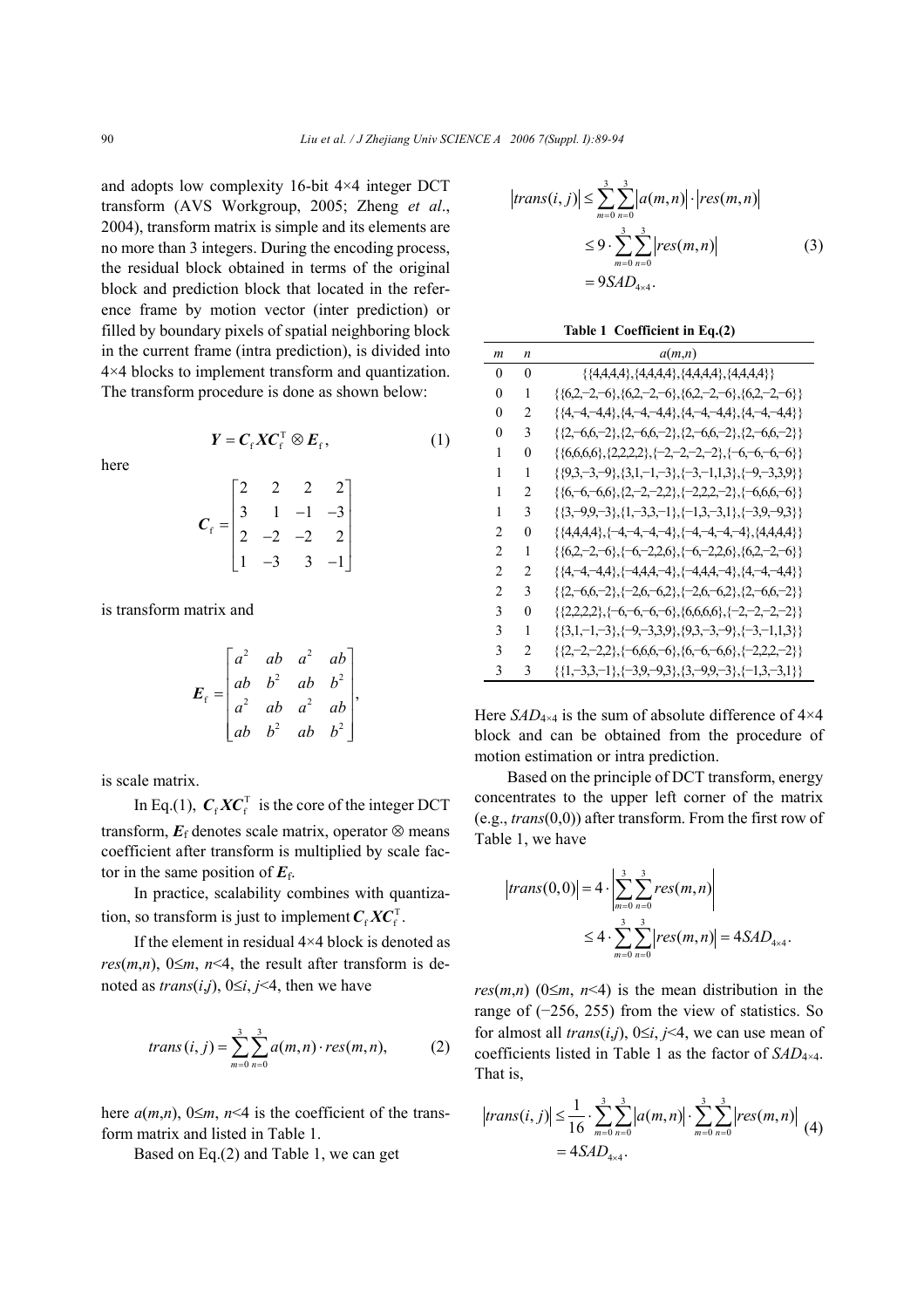and adopts low complexity 16-bit 4×4 integer DCT transform (AVS Workgroup, 2005; Zheng *et al*., 2004), transform matrix is simple and its elements are no more than 3 integers. During the encoding process, the residual block obtained in terms of the original block and prediction block that located in the reference frame by motion vector (inter prediction) or filled by boundary pixels of spatial neighboring block in the current frame (intra prediction), is divided into 4×4 blocks to implement transform and quantization. The transform procedure is done as shown below:

$$\boldsymbol{Y} = \boldsymbol{C}_{\mathrm{f}} \boldsymbol{X} \boldsymbol{C}_{\mathrm{f}}^{\mathrm{T}} \otimes \boldsymbol{E}_{\mathrm{f}}, \tag{1}$$

here

$$\boldsymbol{C}_{\mathrm{f}} = \begin{bmatrix} 2 & 2 & 2 & 2 \\ 3 & 1 & -1 & -3 \\ 2 & -2 & -2 & 2 \\ 1 & -3 & 3 & -1 \end{bmatrix}$$

is transform matrix and

$$\boldsymbol{E}_{\mathrm{f}} = \begin{bmatrix} a^2 & ab & a^2 & ab \\ ab & b^2 & ab & b^2 \\ a^2 & ab & a^2 & ab \\ ab & b^2 & ab & b^2 \end{bmatrix},$$

is scale matrix.

In Eq.(1), $\boldsymbol{C}_{\mathrm{f}} \boldsymbol{X} \boldsymbol{C}_{\mathrm{f}}^{\mathrm{T}}$ is the core of the integer DCT transform, $\boldsymbol{E}_{\mathrm{f}}$ denotes scale matrix, operator $\otimes$ means coefficient after transform is multiplied by scale factor in the same position of $\boldsymbol{E}_{\mathrm{f}}$.

In practice, scalability combines with quantization, so transform is just to implement $\boldsymbol{C}_{\mathrm{f}} \boldsymbol{X} \boldsymbol{C}_{\mathrm{f}}^{\mathrm{T}}$.

If the element in residual 4×4 block is denoted as $res(m,n)$, $0 \le m, n < 4$, the result after transform is denoted as $trans(i,j)$, $0 \le i, j < 4$, then we have

$$trans(i,j) = \sum_{m=0}^{3} \sum_{n=0}^{3} a(m,n) \cdot res(m,n), \tag{2}$$

here $a(m,n)$, $0 \le m, n < 4$ is the coefficient of the transform matrix and listed in Table 1.

Based on Eq.(2) and Table 1, we can get

$$\begin{aligned} |trans(i,j)| &\le \sum_{m=0}^{3} \sum_{n=0}^{3} |a(m,n)| \cdot |res(m,n)| \\ &\le 9 \cdot \sum_{m=0}^{3} \sum_{n=0}^{3} |res(m,n)| \\ &= 9SAD_{4\times4}. \end{aligned} \tag{3}$$

**Table 1 Coefficient in Eq.(2)**

| $m$ | $n$ | $a(m,n)$ |
|---|---|---|
| 0 | 0 | {{4,4,4,4},{4,4,4,4},{4,4,4,4},{4,4,4,4}} |
| 0 | 1 | {{6,2,−2,−6},{6,2,−2,−6},{6,2,−2,−6},{6,2,−2,−6}} |
| 0 | 2 | {{4,−4,−4,4},{4,−4,−4,4},{4,−4,−4,4},{4,−4,−4,4}} |
| 0 | 3 | {{2,−6,6,−2},{2,−6,6,−2},{2,−6,6,−2},{2,−6,6,−2}} |
| 1 | 0 | {{6,6,6,6},{2,2,2,2},{−2,−2,−2,−2},{−6,−6,−6,−6}} |
| 1 | 1 | {{9,3,−3,−9},{3,1,−1,−3},{−3,−1,1,3},{−9,−3,3,9}} |
| 1 | 2 | {{6,−6,−6,6},{2,−2,−2,2},{−2,2,2,−2},{−6,6,6,−6}} |
| 1 | 3 | {{3,−9,9,−3},{1,−3,3,−1},{−1,3,−3,1},{−3,9,−9,3}} |
| 2 | 0 | {{4,4,4,4},{−4,−4,−4,−4},{−4,−4,−4,−4},{4,4,4,4}} |
| 2 | 1 | {{6,2,−2,−6},{−6,−2,2,6},{−6,−2,2,6},{6,2,−2,−6}} |
| 2 | 2 | {{4,−4,−4,4},{−4,4,4,−4},{−4,4,4,−4},{4,−4,−4,4}} |
| 2 | 3 | {{2,−6,6,−2},{−2,6,−6,2},{−2,6,−6,2},{2,−6,6,−2}} |
| 3 | 0 | {{2,2,2,2},{−6,−6,−6,−6},{6,6,6,6},{−2,−2,−2,−2}} |
| 3 | 1 | {{3,1,−1,−3},{−9,−3,3,9},{9,3,−3,−9},{−3,−1,1,3}} |
| 3 | 2 | {{2,−2,−2,2},{−6,6,6,−6},{6,−6,−6,6},{−2,2,2,−2}} |
| 3 | 3 | {{1,−3,3,−1},{−3,9,−9,3},{3,−9,9,−3},{−1,3,−3,1}} |

Here $SAD_{4\times4}$ is the sum of absolute difference of 4×4 block and can be obtained from the procedure of motion estimation or intra prediction.

Based on the principle of DCT transform, energy concentrates to the upper left corner of the matrix (e.g., $trans(0,0)$) after transform. From the first row of Table 1, we have

$$\begin{aligned} |trans(0,0)| &= 4 \cdot \left| \sum_{m=0}^{3} \sum_{n=0}^{3} res(m,n) \right| \\ &\le 4 \cdot \sum_{m=0}^{3} \sum_{n=0}^{3} |res(m,n)| = 4SAD_{4\times4}. \end{aligned}$$

$res(m,n)$ ($0 \le m, n < 4$) is the mean distribution in the range of (−256, 255) from the view of statistics. So for almost all $trans(i,j)$, $0 \le i, j < 4$, we can use mean of coefficients listed in Table 1 as the factor of $SAD_{4\times4}$. That is,

$$\begin{aligned} |trans(i,j)| &\le \frac{1}{16} \cdot \sum_{m=0}^{3} \sum_{n=0}^{3} |a(m,n)| \cdot \sum_{m=0}^{3} \sum_{n=0}^{3} |res(m,n)| \\ &= 4SAD_{4\times4}. \end{aligned} \tag{4}$$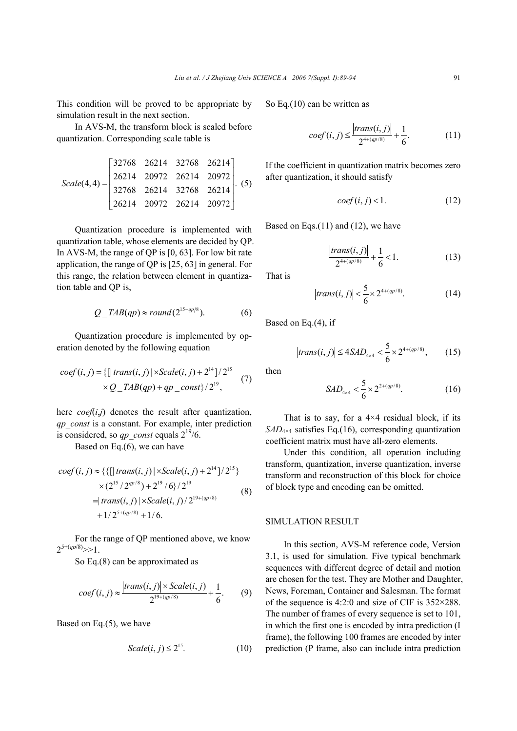This condition will be proved to be appropriate by simulation result in the next section.

In AVS-M, the transform block is scaled before quantization. Corresponding scale table is

$$Scale(4,4)=\begin{bmatrix} 32768 & 26214 & 32768 & 26214 \\ 26214 & 20972 & 26214 & 20972 \\ 32768 & 26214 & 32768 & 26214 \\ 26214 & 20972 & 26214 & 20972 \end{bmatrix}. \quad (5)$$

Quantization procedure is implemented with quantization table, whose elements are decided by QP. In AVS-M, the range of QP is [0, 63]. For low bit rate application, the range of QP is [25, 63] in general. For this range, the relation between element in quantization table and QP is,

$$Q\_TAB(qp)\approx round(2^{15-qp/8}). \quad (6)$$

Quantization procedure is implemented by operation denoted by the following equation

$$coef(i,j)=\{[|trans(i,j)|\times Scale(i,j)+2^{14}]/2^{15} \times Q\_TAB(qp)+qp\_const\}/2^{19}, \quad (7)$$

here $coef(i,j)$ denotes the result after quantization, $qp\_const$ is a constant. For example, inter prediction is considered, so $qp\_const$ equals $2^{19}/6$.

Based on Eq.(6), we can have

$$\begin{aligned} coef(i,j) &\approx \{\{[|trans(i,j)|\times Scale(i,j)+2^{14}]/2^{15}\} \\ &\quad \times(2^{15}/2^{qp/8})+2^{19}/6\}/2^{19} \\ &=|trans(i,j)|\times Scale(i,j)/2^{19+(qp/8)} \\ &\quad +1/2^{5+(qp/8)}+1/6. \end{aligned} \quad (8)$$

For the range of QP mentioned above, we know $2^{5+(qp/8)}>>1$.

So Eq.(8) can be approximated as

$$coef(i,j)\approx\frac{|trans(i,j)|\times Scale(i,j)}{2^{19+(qp/8)}}+\frac{1}{6}. \quad (9)$$

Based on Eq.(5), we have

$$Scale(i,j)\leq 2^{15}. \quad (10)$$

So Eq.(10) can be written as

$$coef(i,j)\leq\frac{|trans(i,j)|}{2^{4+(qp/8)}}+\frac{1}{6}. \quad (11)$$

If the coefficient in quantization matrix becomes zero after quantization, it should satisfy

$$coef(i,j)<1. \quad (12)$$

Based on Eqs.(11) and (12), we have

$$\frac{|trans(i,j)|}{2^{4+(qp/8)}}+\frac{1}{6}<1. \quad (13)$$

That is

$$|trans(i,j)|<\frac{5}{6}\times 2^{4+(qp/8)}. \quad (14)$$

Based on Eq.(4), if

$$|trans(i,j)|\leq 4SAD_{4\times4}<\frac{5}{6}\times 2^{4+(qp/8)}, \quad (15)$$

then

$$SAD_{4\times4}<\frac{5}{6}\times 2^{2+(qp/8)}. \quad (16)$$

That is to say, for a 4×4 residual block, if its $SAD_{4\times4}$ satisfies Eq.(16), corresponding quantization coefficient matrix must have all-zero elements.

Under this condition, all operation including transform, quantization, inverse quantization, inverse transform and reconstruction of this block for choice of block type and encoding can be omitted.

## SIMULATION RESULT

In this section, AVS-M reference code, Version 3.1, is used for simulation. Five typical benchmark sequences with different degree of detail and motion are chosen for the test. They are Mother and Daughter, News, Foreman, Container and Salesman. The format of the sequence is 4:2:0 and size of CIF is 352×288. The number of frames of every sequence is set to 101, in which the first one is encoded by intra prediction (I frame), the following 100 frames are encoded by inter prediction (P frame, also can include intra prediction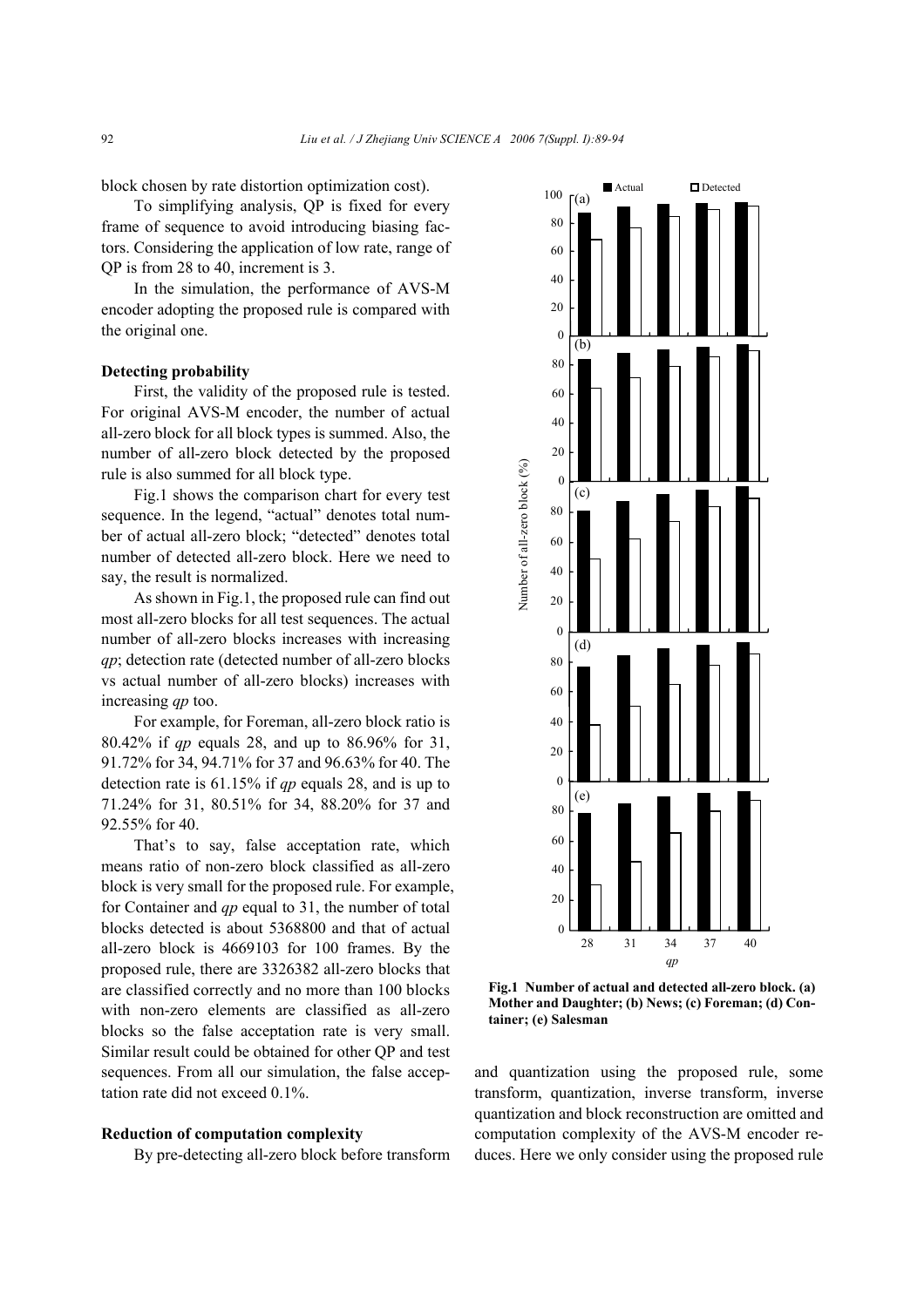block chosen by rate distortion optimization cost).

To simplifying analysis, QP is fixed for every frame of sequence to avoid introducing biasing factors. Considering the application of low rate, range of QP is from 28 to 40, increment is 3.

In the simulation, the performance of AVS-M encoder adopting the proposed rule is compared with the original one.

**Detecting probability**

First, the validity of the proposed rule is tested. For original AVS-M encoder, the number of actual all-zero block for all block types is summed. Also, the number of all-zero block detected by the proposed rule is also summed for all block type.

Fig.1 shows the comparison chart for every test sequence. In the legend, "actual" denotes total number of actual all-zero block; "detected" denotes total number of detected all-zero block. Here we need to say, the result is normalized.

As shown in Fig.1, the proposed rule can find out most all-zero blocks for all test sequences. The actual number of all-zero blocks increases with increasing *qp*; detection rate (detected number of all-zero blocks vs actual number of all-zero blocks) increases with increasing *qp* too.

For example, for Foreman, all-zero block ratio is 80.42% if *qp* equals 28, and up to 86.96% for 31, 91.72% for 34, 94.71% for 37 and 96.63% for 40. The detection rate is 61.15% if *qp* equals 28, and is up to 71.24% for 31, 80.51% for 34, 88.20% for 37 and 92.55% for 40.

That's to say, false acceptation rate, which means ratio of non-zero block classified as all-zero block is very small for the proposed rule. For example, for Container and *qp* equal to 31, the number of total blocks detected is about 5368800 and that of actual all-zero block is 4669103 for 100 frames. By the proposed rule, there are 3326382 all-zero blocks that are classified correctly and no more than 100 blocks with non-zero elements are classified as all-zero blocks so the false acceptation rate is very small. Similar result could be obtained for other QP and test sequences. From all our simulation, the false acceptation rate did not exceed 0.1%.

**Fig.1 Number of actual and detected all-zero block. (a) Mother and Daughter; (b) News; (c) Foreman; (d) Container; (e) Salesman**

**Reduction of computation complexity**

By pre-detecting all-zero block before transform and quantization using the proposed rule, some transform, quantization, inverse transform, inverse quantization and block reconstruction are omitted and computation complexity of the AVS-M encoder reduces. Here we only consider using the proposed rule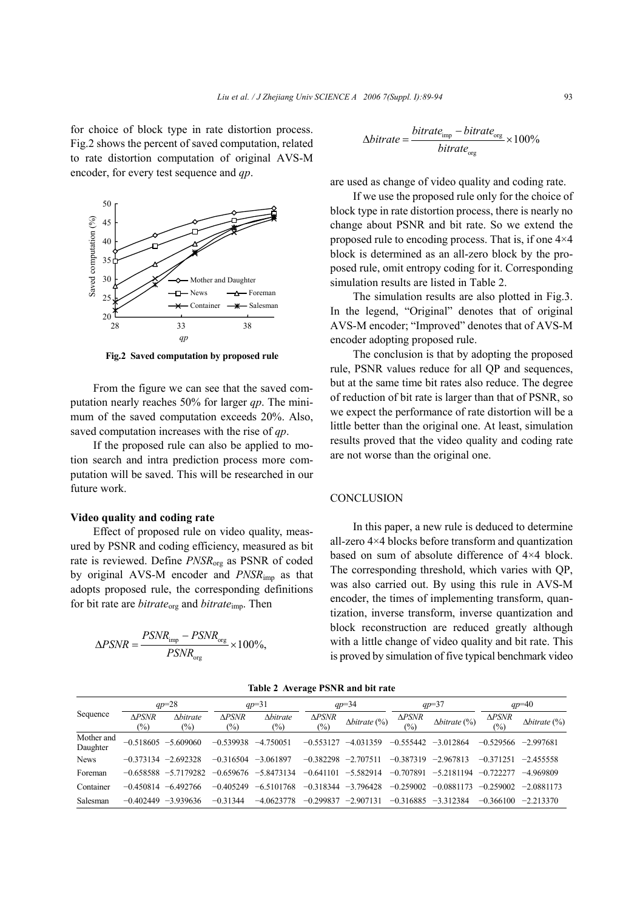for choice of block type in rate distortion process. Fig.2 shows the percent of saved computation, related to rate distortion computation of original AVS-M encoder, for every test sequence and *qp*.

**Fig.2 Saved computation by proposed rule**

From the figure we can see that the saved computation nearly reaches 50% for larger *qp*. The minimum of the saved computation exceeds 20%. Also, saved computation increases with the rise of *qp*.

If the proposed rule can also be applied to motion search and intra prediction process more computation will be saved. This will be researched in our future work.

**Video quality and coding rate**

Effect of proposed rule on video quality, measured by PSNR and coding efficiency, measured as bit rate is reviewed. Define $PNSR_{\text{org}}$ as PSNR of coded by original AVS-M encoder and $PNSR_{\text{imp}}$ as that adopts proposed rule, the corresponding definitions for bit rate are $bitrate_{\text{org}}$ and $bitrate_{\text{imp}}$. Then

$$\Delta PSNR = \frac{PSNR_{\text{imp}} - PSNR_{\text{org}}}{PSNR_{\text{org}}} \times 100\%,$$

$$\Delta bitrate = \frac{bitrate_{\text{imp}} - bitrate_{\text{org}}}{bitrate_{\text{org}}} \times 100\%$$

are used as change of video quality and coding rate.

If we use the proposed rule only for the choice of block type in rate distortion process, there is nearly no change about PSNR and bit rate. So we extend the proposed rule to encoding process. That is, if one 4×4 block is determined as an all-zero block by the proposed rule, omit entropy coding for it. Corresponding simulation results are listed in Table 2.

The simulation results are also plotted in Fig.3. In the legend, "Original" denotes that of original AVS-M encoder; "Improved" denotes that of AVS-M encoder adopting proposed rule.

The conclusion is that by adopting the proposed rule, PSNR values reduce for all QP and sequences, but at the same time bit rates also reduce. The degree of reduction of bit rate is larger than that of PSNR, so we expect the performance of rate distortion will be a little better than the original one. At least, simulation results proved that the video quality and coding rate are not worse than the original one.

## CONCLUSION

In this paper, a new rule is deduced to determine all-zero 4×4 blocks before transform and quantization based on sum of absolute difference of 4×4 block. The corresponding threshold, which varies with QP, was also carried out. By using this rule in AVS-M encoder, the times of implementing transform, quantization, inverse transform, inverse quantization and block reconstruction are reduced greatly although with a little change of video quality and bit rate. This is proved by simulation of five typical benchmark video

**Table 2 Average PSNR and bit rate**

| Sequence | *qp*=28 | | *qp*=31 | | *qp*=34 | | *qp*=37 | | *qp*=40 | |
|---|---|---|---|---|---|---|---|---|---|---|
| | Δ*PSNR* (%) | Δ*bitrate* (%) | Δ*PSNR* (%) | Δ*bitrate* (%) | Δ*PSNR* (%) | Δ*bitrate* (%) | Δ*PSNR* (%) | Δ*bitrate* (%) | Δ*PSNR* (%) | Δ*bitrate* (%) |
| Mother and Daughter | −0.518605 | −5.609060 | −0.539938 | −4.750051 | −0.553127 | −4.031359 | −0.555442 | −3.012864 | −0.529566 | −2.997681 |
| News | −0.373134 | −2.692328 | −0.316504 | −3.061897 | −0.382298 | −2.707511 | −0.387319 | −2.967813 | −0.371251 | −2.455558 |
| Foreman | −0.658588 | −5.7179282 | −0.659676 | −5.8473134 | −0.641101 | −5.582914 | −0.707891 | −5.2181194 | −0.722277 | −4.969809 |
| Container | −0.450814 | −6.492766 | −0.405249 | −6.5101768 | −0.318344 | −3.796428 | −0.259002 | −0.0881173 | −0.259002 | −2.0881173 |
| Salesman | −0.402449 | −3.939636 | −0.31344 | −4.0623778 | −0.299837 | −2.907131 | −0.316885 | −3.312384 | −0.366100 | −2.213370 |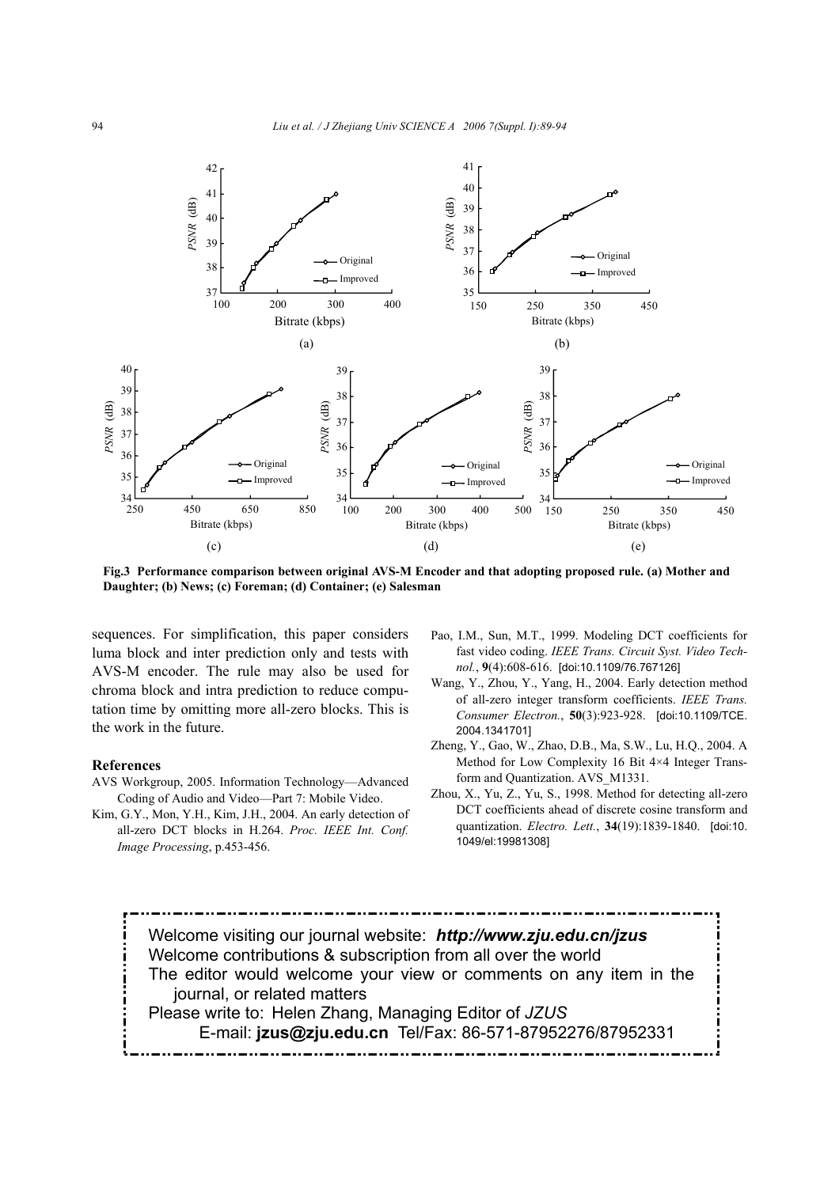(a)

PSNR (dB)

42
41
40
39
38
37

100 200 300 400

Bitrate (kbps)

Original
Improved

(b)

PSNR (dB)

41
40
39
38
37
36
35

150 250 350 450

Bitrate (kbps)

Original
Improved

(c)

PSNR (dB)

40
39
38
37
36
35
34

250 450 650 850

Bitrate (kbps)

Original
Improved

(d)

PSNR (dB)

39
38
37
36
35
34

100 200 300 400 500

Bitrate (kbps)

Original
Improved

(e)

PSNR (dB)

39
38
37
36
35
34

150 250 350 450

Bitrate (kbps)

Original
Improved

**Fig.3 Performance comparison between original AVS-M Encoder and that adopting proposed rule. (a) Mother and Daughter; (b) News; (c) Foreman; (d) Container; (e) Salesman**

sequences. For simplification, this paper considers luma block and inter prediction only and tests with AVS-M encoder. The rule may also be used for chroma block and intra prediction to reduce computation time by omitting more all-zero blocks. This is the work in the future.

## References

AVS Workgroup, 2005. Information Technology—Advanced Coding of Audio and Video—Part 7: Mobile Video.

Kim, G.Y., Mon, Y.H., Kim, J.H., 2004. An early detection of all-zero DCT blocks in H.264. *Proc. IEEE Int. Conf. Image Processing*, p.453-456.

Pao, I.M., Sun, M.T., 1999. Modeling DCT coefficients for fast video coding. *IEEE Trans. Circuit Syst. Video Technol.*, **9**(4):608-616. [doi:10.1109/76.767126]

Wang, Y., Zhou, Y., Yang, H., 2004. Early detection method of all-zero integer transform coefficients. *IEEE Trans. Consumer Electron.*, **50**(3):923-928. [doi:10.1109/TCE.2004.1341701]

Zheng, Y., Gao, W., Zhao, D.B., Ma, S.W., Lu, H.Q., 2004. A Method for Low Complexity 16 Bit 4×4 Integer Transform and Quantization. AVS_M1331.

Zhou, X., Yu, Z., Yu, S., 1998. Method for detecting all-zero DCT coefficients ahead of discrete cosine transform and quantization. *Electro. Lett.*, **34**(19):1839-1840. [doi:10.1049/el:19981308]

Welcome visiting our journal website: ***http://www.zju.edu.cn/jzus***
Welcome contributions & subscription from all over the world
The editor would welcome your view or comments on any item in the journal, or related matters
Please write to: Helen Zhang, Managing Editor of *JZUS*
E-mail: **jzus@zju.edu.cn** Tel/Fax: 86-571-87952276/87952331